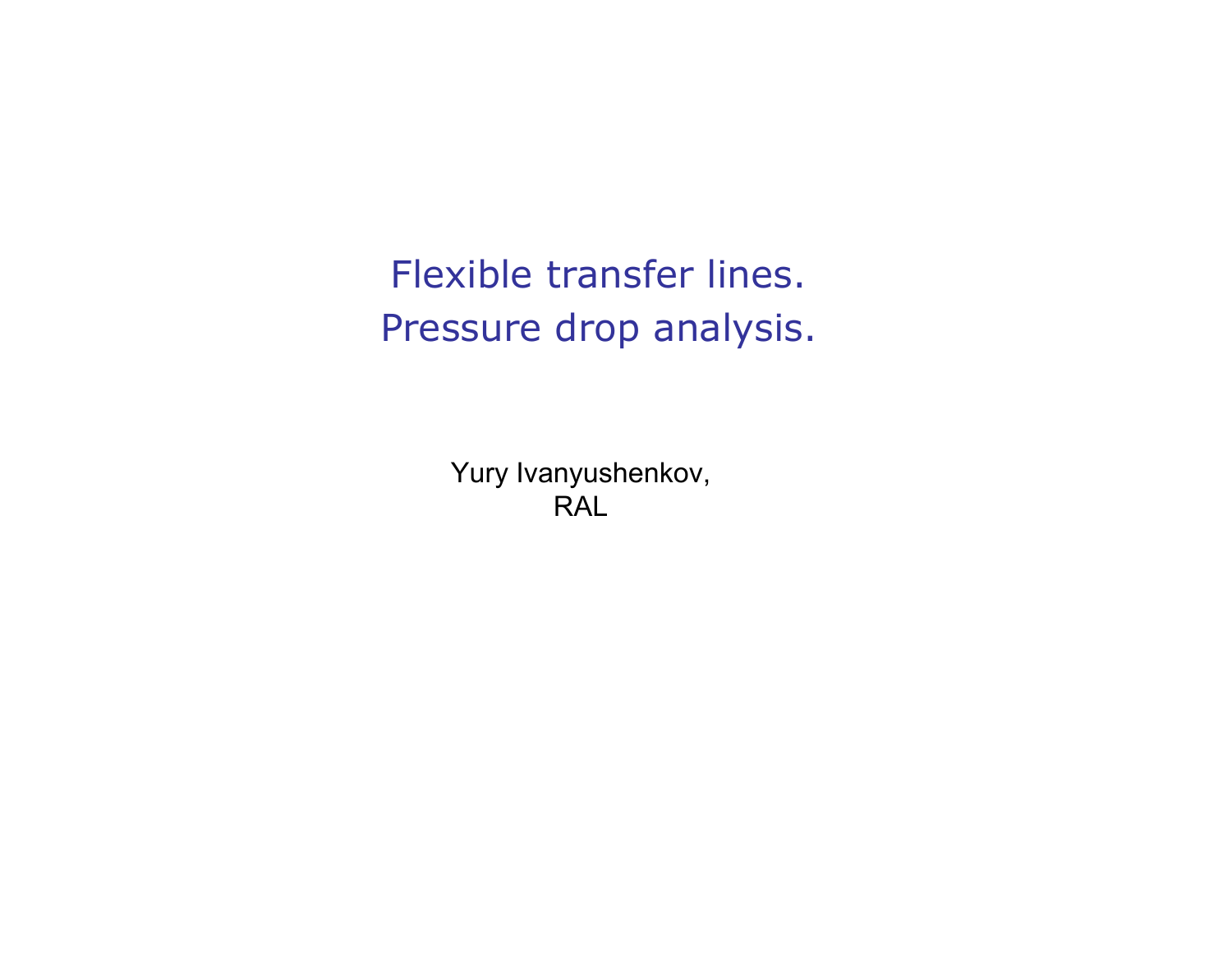# Flexible transfer lines.
# Pressure drop analysis.

Yury Ivanyushenkov,
RAL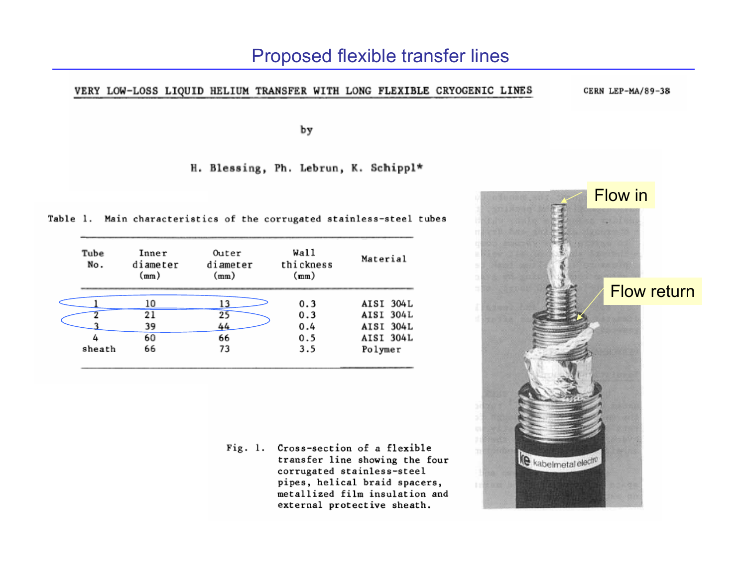# Proposed flexible transfer lines

**VERY LOW-LOSS LIQUID HELIUM TRANSFER WITH LONG FLEXIBLE CRYOGENIC LINES**

CERN LEP-MA/89-38

by

H. Blessing, Ph. Lebrun, K. Schippl*

Table 1. Main characteristics of the corrugated stainless-steel tubes

| Tube No. | Inner diameter (mm) | Outer diameter (mm) | Wall thickness (mm) | Material |
|---|---|---|---|---|
| 1 | 10 | 13 | 0.3 | AISI 304L |
| 2 | 21 | 25 | 0.3 | AISI 304L |
| 3 | 39 | 44 | 0.4 | AISI 304L |
| 4 | 60 | 66 | 0.5 | AISI 304L |
| sheath | 66 | 73 | 3.5 | Polymer |

Flow in

Flow return

Fig. 1. Cross-section of a flexible transfer line showing the four corrugated stainless-steel pipes, helical braid spacers, metallized film insulation and external protective sheath.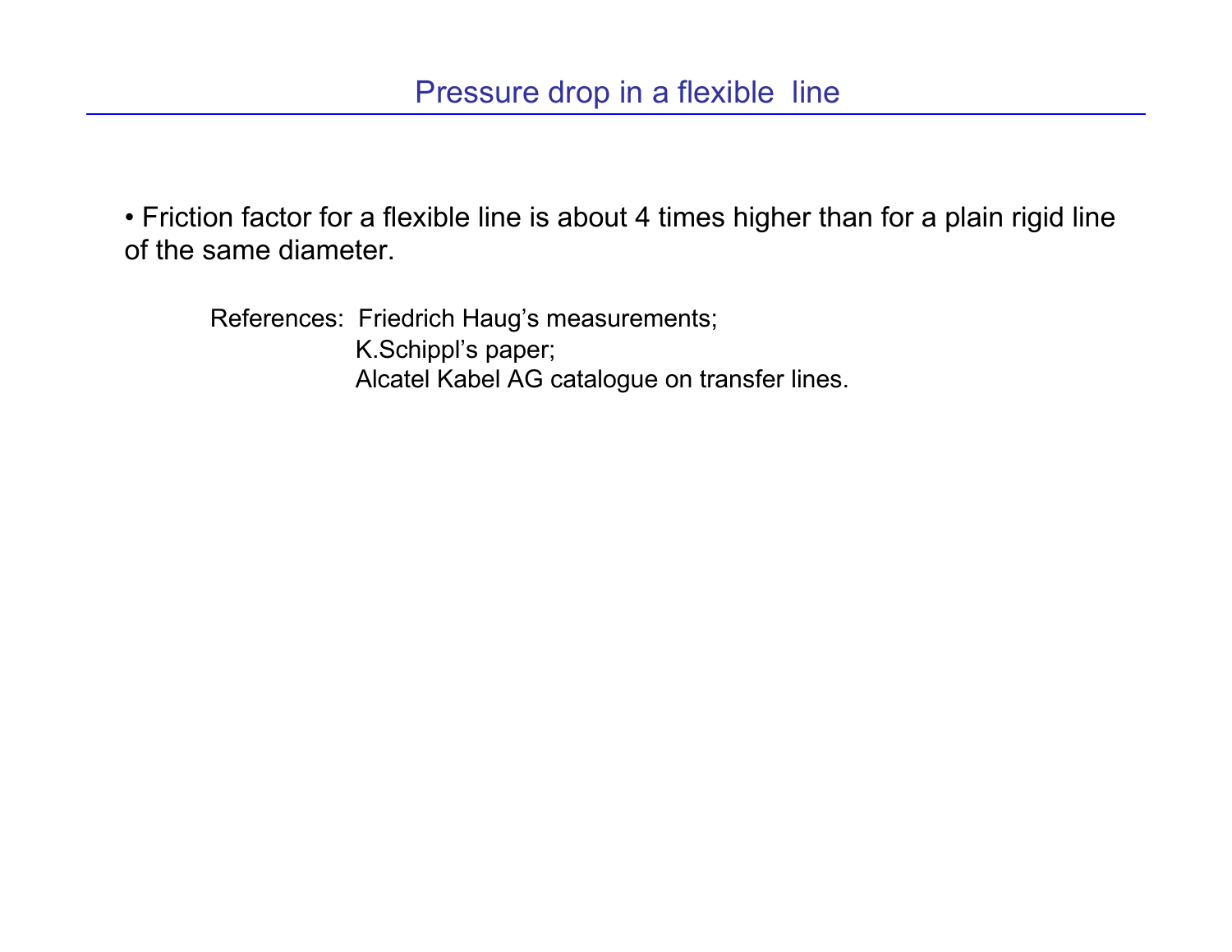# Pressure drop in a flexible line

- Friction factor for a flexible line is about 4 times higher than for a plain rigid line of the same diameter.

References: Friedrich Haug's measurements;
K.Schippl's paper;
Alcatel Kabel AG catalogue on transfer lines.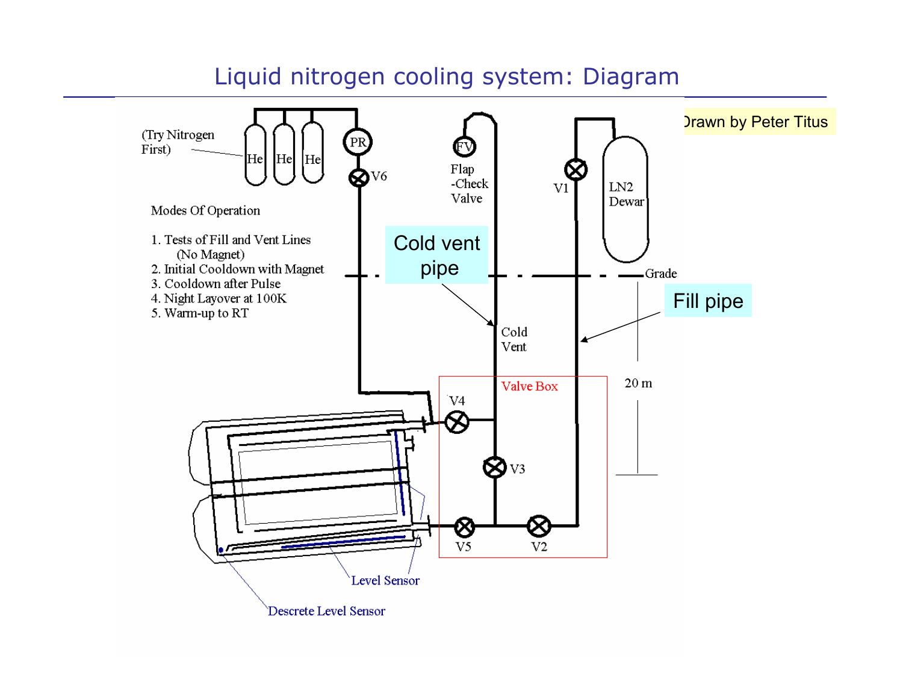# Liquid nitrogen cooling system: Diagram

Drawn by Peter Titus

(Try Nitrogen First)

He He He

PR

V6

FV

Flap -Check Valve

V1

LN2 Dewar

Modes Of Operation

1. Tests of Fill and Vent Lines (No Magnet)
2. Initial Cooldown with Magnet
3. Cooldown after Pulse
4. Night Layover at 100K
5. Warm-up to RT

Cold vent pipe

Grade

Fill pipe

Cold Vent

20 m

Valve Box

V4

V3

V5

V2

Level Sensor

Descrete Level Sensor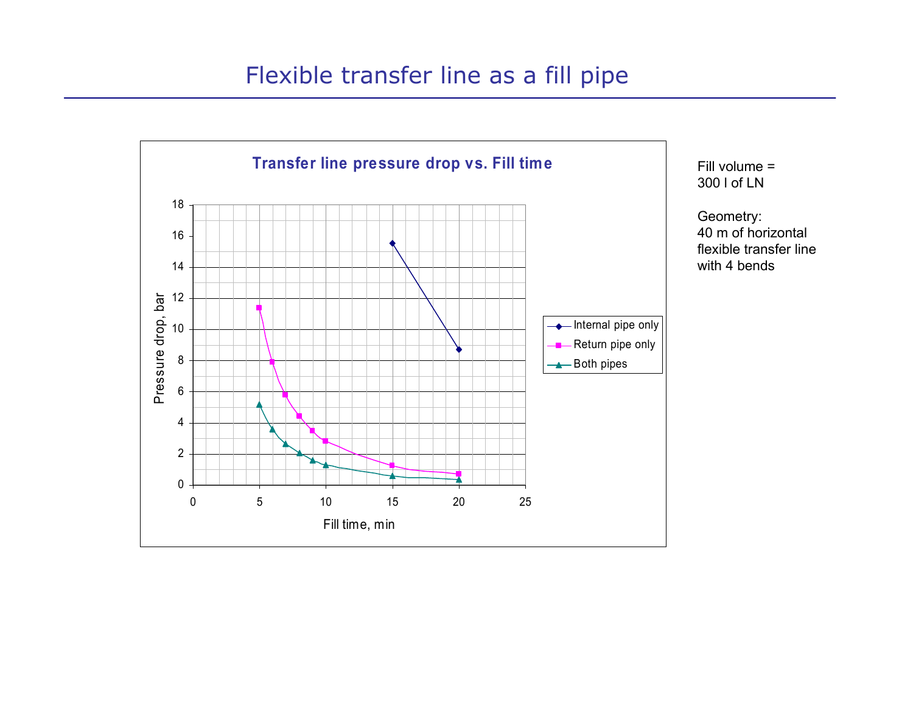# Flexible transfer line as a fill pipe

**Transfer line pressure drop vs. Fill time**

Fill volume = 300 l of LN

Geometry:
40 m of horizontal flexible transfer line with 4 bends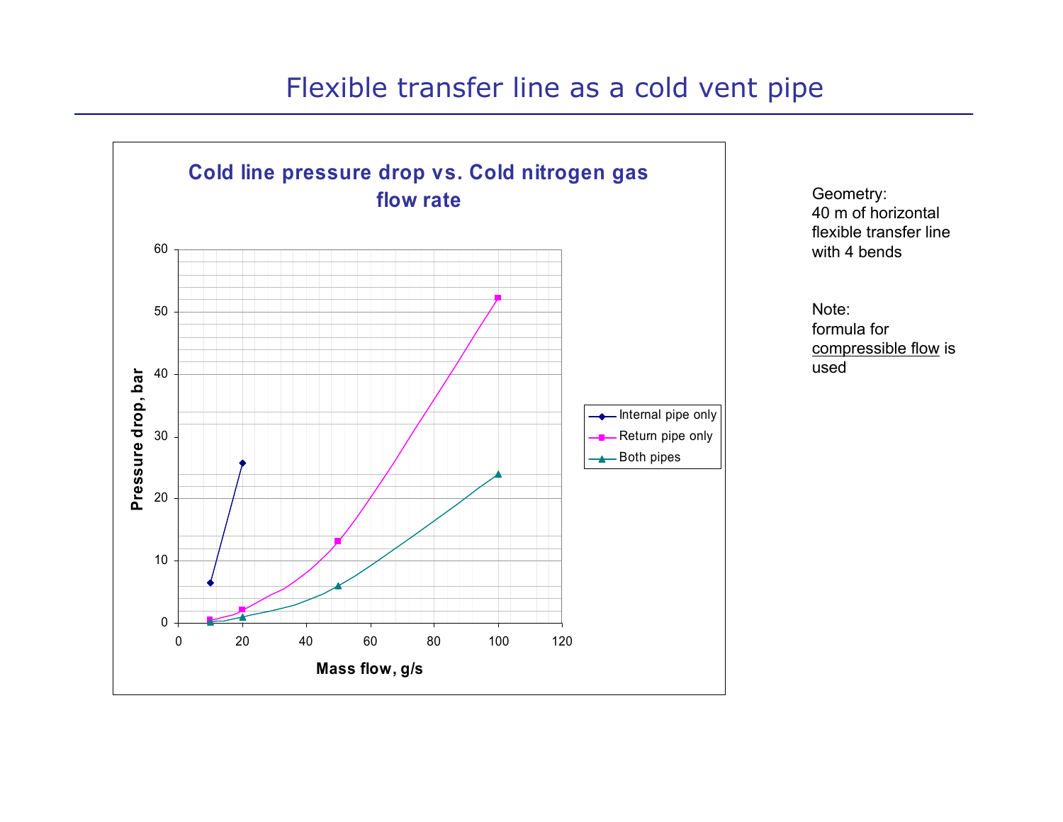# Flexible transfer line as a cold vent pipe

**Cold line pressure drop vs. Cold nitrogen gas flow rate**

Pressure drop, bar

Mass flow, g/s

- Internal pipe only
- Return pipe only
- Both pipes

Geometry:
40 m of horizontal flexible transfer line with 4 bends

Note:
formula for compressible flow is used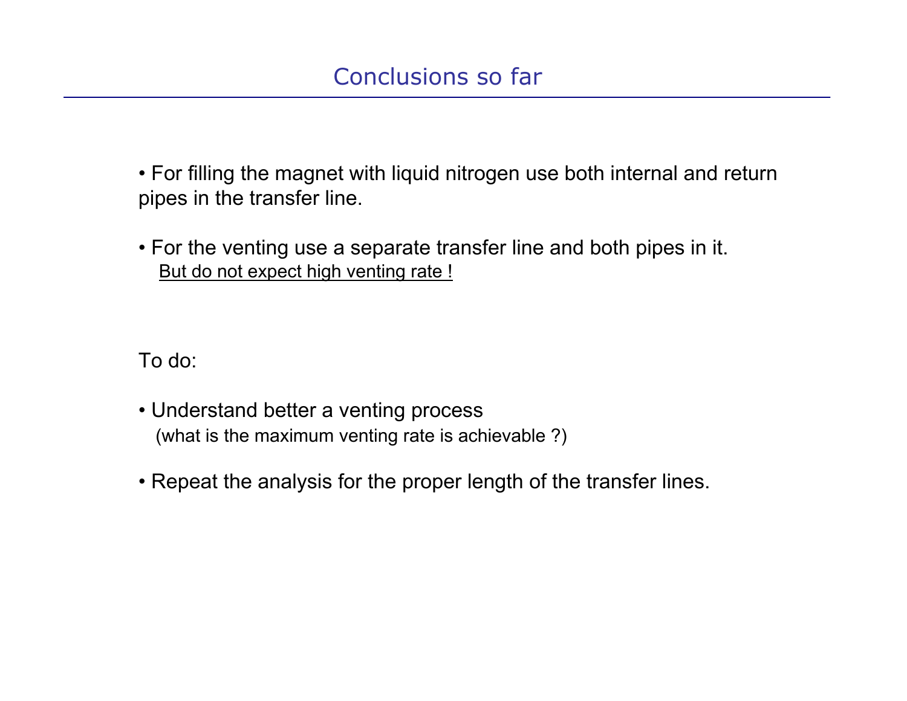# Conclusions so far

- For filling the magnet with liquid nitrogen use both internal and return pipes in the transfer line.

- For the venting use a separate transfer line and both pipes in it.
  But do not expect high venting rate !

To do:

- Understand better a venting process
  (what is the maximum venting rate is achievable ?)

- Repeat the analysis for the proper length of the transfer lines.